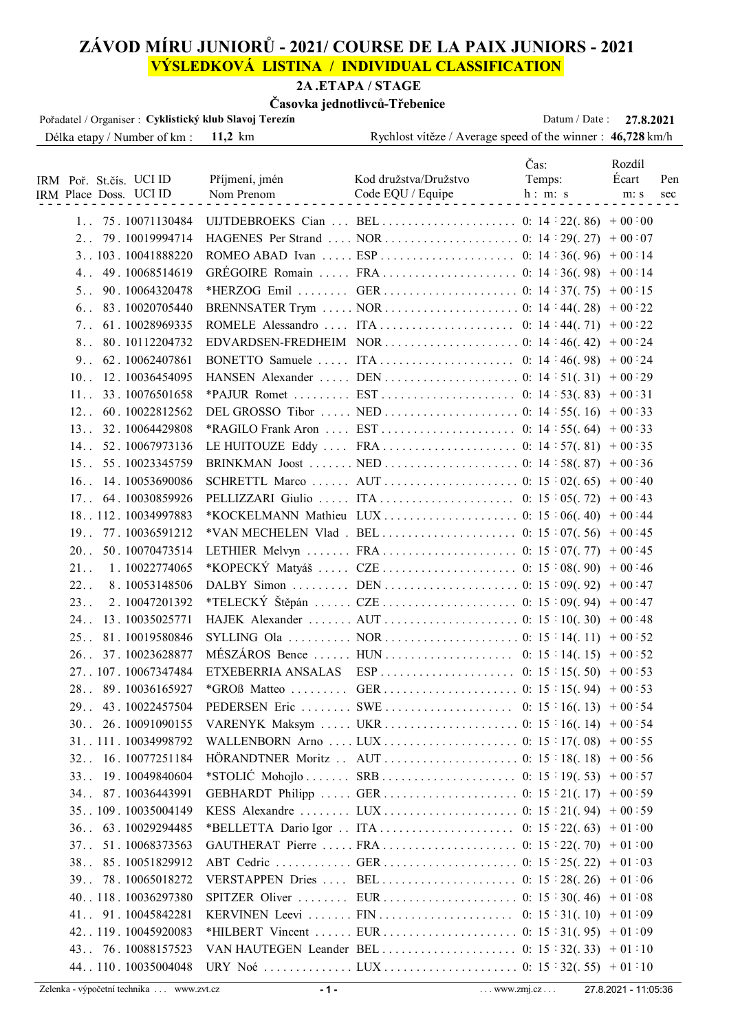# ZÁVOD MÍRU JUNIORŮ - 2021/ COURSE DE LA PAIX JUNIORS - 2021

## VÝSLEDKOVÁ LISTINA / INDIVIDUAL CLASSIFICATION

### 2A .ETAPA / STAGE

### Časovka jednotlivců-Třebenice

Pořadatel / Organiser : **Cyklistický klub Slavoj Terezín** Datum / Date : **27.8.2021**

Délka etapy / Number of km : **11,2** km Rychlost vítěze / Average speed of the winner : **46,728** km/h

| IRM Poř. IRM Place | St.čís. Doss. | UCI ID | Příjmení, jmén Nom Prenom | Kod družstva/Družstvo Code EQU / Equipe | Čas: Temps: h : m: s | Rozdíl Écart m: s | Pen sec |
|---|---|---|---|---|---|---|---|
| 1 | 75 | 10071130484 | UIJTDEBROEKS Cian | BEL | 0: 14 : 22(. 86) | + 00 : 00 | |
| 2 | 79 | 10019994714 | HAGENES Per Strand | NOR | 0: 14 : 29(. 27) | + 00 : 07 | |
| 3 | 103 | 10041888220 | ROMEO ABAD Ivan | ESP | 0: 14 : 36(. 96) | + 00 : 14 | |
| 4 | 49 | 10068514619 | GRÉGOIRE Romain | FRA | 0: 14 : 36(. 98) | + 00 : 14 | |
| 5 | 90 | 10064320478 | *HERZOG Emil | GER | 0: 14 : 37(. 75) | + 00 : 15 | |
| 6 | 83 | 10020705440 | BRENNSATER Trym | NOR | 0: 14 : 44(. 28) | + 00 : 22 | |
| 7 | 61 | 10028969335 | ROMELE Alessandro | ITA | 0: 14 : 44(. 71) | + 00 : 22 | |
| 8 | 80 | 10112204732 | EDVARDSEN-FREDHEIM | NOR | 0: 14 : 46(. 42) | + 00 : 24 | |
| 9 | 62 | 10062407861 | BONETTO Samuele | ITA | 0: 14 : 46(. 98) | + 00 : 24 | |
| 10 | 12 | 10036454095 | HANSEN Alexander | DEN | 0: 14 : 51(. 31) | + 00 : 29 | |
| 11 | 33 | 10076501658 | *PAJUR Romet | EST | 0: 14 : 53(. 83) | + 00 : 31 | |
| 12 | 60 | 10022812562 | DEL GROSSO Tibor | NED | 0: 14 : 55(. 16) | + 00 : 33 | |
| 13 | 32 | 10064429808 | *RAGILO Frank Aron | EST | 0: 14 : 55(. 64) | + 00 : 33 | |
| 14 | 52 | 10067973136 | LE HUITOUZE Eddy | FRA | 0: 14 : 57(. 81) | + 00 : 35 | |
| 15 | 55 | 10023345759 | BRINKMAN Joost | NED | 0: 14 : 58(. 87) | + 00 : 36 | |
| 16 | 14 | 10053690086 | SCHRETTL Marco | AUT | 0: 15 : 02(. 65) | + 00 : 40 | |
| 17 | 64 | 10030859926 | PELLIZZARI Giulio | ITA | 0: 15 : 05(. 72) | + 00 : 43 | |
| 18 | 112 | 10034997883 | *KOCKELMANN Mathieu | LUX | 0: 15 : 06(. 40) | + 00 : 44 | |
| 19 | 77 | 10036591212 | *VAN MECHELEN Vlad | BEL | 0: 15 : 07(. 56) | + 00 : 45 | |
| 20 | 50 | 10070473514 | LETHIER Melvyn | FRA | 0: 15 : 07(. 77) | + 00 : 45 | |
| 21 | 1 | 10022774065 | *KOPECKÝ Matyáš | CZE | 0: 15 : 08(. 90) | + 00 : 46 | |
| 22 | 8 | 10053148506 | DALBY Simon | DEN | 0: 15 : 09(. 92) | + 00 : 47 | |
| 23 | 2 | 10047201392 | *TELECKÝ Štěpán | CZE | 0: 15 : 09(. 94) | + 00 : 47 | |
| 24 | 13 | 10035025771 | HAJEK Alexander | AUT | 0: 15 : 10(. 30) | + 00 : 48 | |
| 25 | 81 | 10019580846 | SYLLING Ola | NOR | 0: 15 : 14(. 11) | + 00 : 52 | |
| 26 | 37 | 10023628877 | MÉSZÁROS Bence | HUN | 0: 15 : 14(. 15) | + 00 : 52 | |
| 27 | 107 | 10067347484 | ETXEBERRIA ANSALAS | ESP | 0: 15 : 15(. 50) | + 00 : 53 | |
| 28 | 89 | 10036165927 | *GROß Matteo | GER | 0: 15 : 15(. 94) | + 00 : 53 | |
| 29 | 43 | 10022457504 | PEDERSEN Eric | SWE | 0: 15 : 16(. 13) | + 00 : 54 | |
| 30 | 26 | 10091090155 | VARENYK Maksym | UKR | 0: 15 : 16(. 14) | + 00 : 54 | |
| 31 | 111 | 10034998792 | WALLENBORN Arno | LUX | 0: 15 : 17(. 08) | + 00 : 55 | |
| 32 | 16 | 10077251184 | HÖRANDTNER Moritz | AUT | 0: 15 : 18(. 18) | + 00 : 56 | |
| 33 | 19 | 10049840604 | *STOLIĆ Mohojlo | SRB | 0: 15 : 19(. 53) | + 00 : 57 | |
| 34 | 87 | 10036443991 | GEBHARDT Philipp | GER | 0: 15 : 21(. 17) | + 00 : 59 | |
| 35 | 109 | 10035004149 | KESS Alexandre | LUX | 0: 15 : 21(. 94) | + 00 : 59 | |
| 36 | 63 | 10029294485 | *BELLETTA Dario Igor | ITA | 0: 15 : 22(. 63) | + 01 : 00 | |
| 37 | 51 | 10068373563 | GAUTHERAT Pierre | FRA | 0: 15 : 22(. 70) | + 01 : 00 | |
| 38 | 85 | 10051829912 | ABT Cedric | GER | 0: 15 : 25(. 22) | + 01 : 03 | |
| 39 | 78 | 10065018272 | VERSTAPPEN Dries | BEL | 0: 15 : 28(. 26) | + 01 : 06 | |
| 40 | 118 | 10036297380 | SPITZER Oliver | EUR | 0: 15 : 30(. 46) | + 01 : 08 | |
| 41 | 91 | 10045842281 | KERVINEN Leevi | FIN | 0: 15 : 31(. 10) | + 01 : 09 | |
| 42 | 119 | 10045920083 | *HILBERT Vincent | EUR | 0: 15 : 31(. 95) | + 01 : 09 | |
| 43 | 76 | 10088157523 | VAN HAUTEGEN Leander | BEL | 0: 15 : 32(. 33) | + 01 : 10 | |
| 44 | 110 | 10035004048 | URY Noé | LUX | 0: 15 : 32(. 55) | + 01 : 10 | |

Zelenka - výpočetní technika ... www.zvt.cz ... www.zmj.cz ... 27.8.2021 - 11:05:36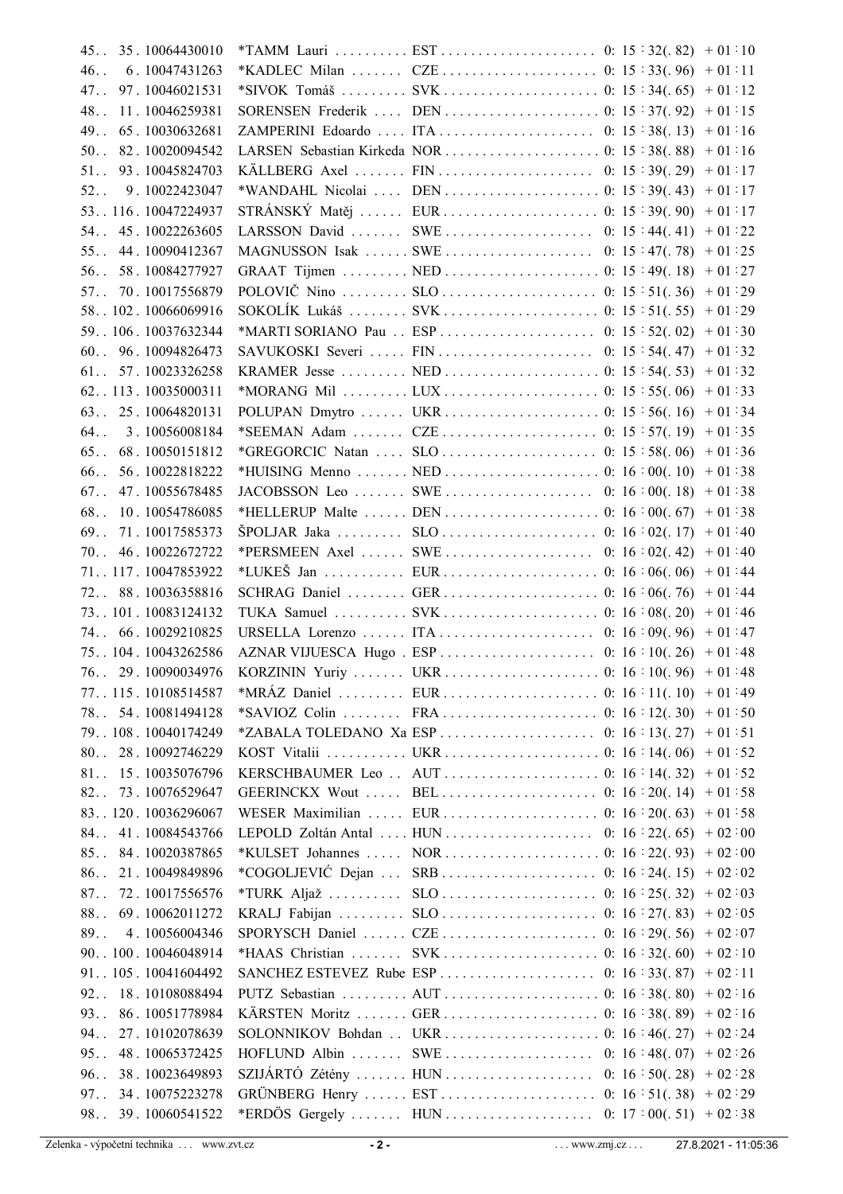| Rank | Bib | Code | Name | Nation | Time | Gap |
|---|---|---|---|---|---|---|
| 45. | 35 | 10064430010 | *TAMM Lauri | EST | 0:15:32(.82) | +01:10 |
| 46. | 6 | 10047431263 | *KADLEC Milan | CZE | 0:15:33(.96) | +01:11 |
| 47. | 97 | 10046021531 | *SIVOK Tomáš | SVK | 0:15:34(.65) | +01:12 |
| 48. | 11 | 10046259381 | SORENSEN Frederik | DEN | 0:15:37(.92) | +01:15 |
| 49. | 65 | 10030632681 | ZAMPERINI Edoardo | ITA | 0:15:38(.13) | +01:16 |
| 50. | 82 | 10020094542 | LARSEN Sebastian Kirkeda | NOR | 0:15:38(.88) | +01:16 |
| 51. | 93 | 10045824703 | KÄLLBERG Axel | FIN | 0:15:39(.29) | +01:17 |
| 52. | 9 | 10022423047 | *WANDAHL Nicolai | DEN | 0:15:39(.43) | +01:17 |
| 53. | 116 | 10047224937 | STRÁNSKÝ Matěj | EUR | 0:15:39(.90) | +01:17 |
| 54. | 45 | 10022263605 | LARSSON David | SWE | 0:15:44(.41) | +01:22 |
| 55. | 44 | 10090412367 | MAGNUSSON Isak | SWE | 0:15:47(.78) | +01:25 |
| 56. | 58 | 10084277927 | GRAAT Tijmen | NED | 0:15:49(.18) | +01:27 |
| 57. | 70 | 10017556879 | POLOVIČ Nino | SLO | 0:15:51(.36) | +01:29 |
| 58. | 102 | 10066069916 | SOKOLÍK Lukáš | SVK | 0:15:51(.55) | +01:29 |
| 59. | 106 | 10037632344 | *MARTI SORIANO Pau | ESP | 0:15:52(.02) | +01:30 |
| 60. | 96 | 10094826473 | SAVUKOSKI Severi | FIN | 0:15:54(.47) | +01:32 |
| 61. | 57 | 10023326258 | KRAMER Jesse | NED | 0:15:54(.53) | +01:32 |
| 62. | 113 | 10035000311 | *MORANG Mil | LUX | 0:15:55(.06) | +01:33 |
| 63. | 25 | 10064820131 | POLUPAN Dmytro | UKR | 0:15:56(.16) | +01:34 |
| 64. | 3 | 10056008184 | *SEEMAN Adam | CZE | 0:15:57(.19) | +01:35 |
| 65. | 68 | 10050151812 | *GREGORCIC Natan | SLO | 0:15:58(.06) | +01:36 |
| 66. | 56 | 10022818222 | *HUISING Menno | NED | 0:16:00(.10) | +01:38 |
| 67. | 47 | 10055678485 | JACOBSSON Leo | SWE | 0:16:00(.18) | +01:38 |
| 68. | 10 | 10054786085 | *HELLERUP Malte | DEN | 0:16:00(.67) | +01:38 |
| 69. | 71 | 10017585373 | ŠPOLJAR Jaka | SLO | 0:16:02(.17) | +01:40 |
| 70. | 46 | 10022672722 | *PERSMEEN Axel | SWE | 0:16:02(.42) | +01:40 |
| 71. | 117 | 10047853922 | *LUKEŠ Jan | EUR | 0:16:06(.06) | +01:44 |
| 72. | 88 | 10036358816 | SCHRAG Daniel | GER | 0:16:06(.76) | +01:44 |
| 73. | 101 | 10083124132 | TUKA Samuel | SVK | 0:16:08(.20) | +01:46 |
| 74. | 66 | 10029210825 | URSELLA Lorenzo | ITA | 0:16:09(.96) | +01:47 |
| 75. | 104 | 10043262586 | AZNAR VIJUESCA Hugo | ESP | 0:16:10(.26) | +01:48 |
| 76. | 29 | 10090034976 | KORZININ Yuriy | UKR | 0:16:10(.96) | +01:48 |
| 77. | 115 | 10108514587 | *MRÁZ Daniel | EUR | 0:16:11(.10) | +01:49 |
| 78. | 54 | 10081494128 | *SAVIOZ Colin | FRA | 0:16:12(.30) | +01:50 |
| 79. | 108 | 10040174249 | *ZABALA TOLEDANO Xa | ESP | 0:16:13(.27) | +01:51 |
| 80. | 28 | 10092746229 | KOST Vitalii | UKR | 0:16:14(.06) | +01:52 |
| 81. | 15 | 10035076796 | KERSCHBAUMER Leo | AUT | 0:16:14(.32) | +01:52 |
| 82. | 73 | 10076529647 | GEERINCKX Wout | BEL | 0:16:20(.14) | +01:58 |
| 83. | 120 | 10036296067 | WESER Maximilian | EUR | 0:16:20(.63) | +01:58 |
| 84. | 41 | 10084543766 | LEPOLD Zoltán Antal | HUN | 0:16:22(.65) | +02:00 |
| 85. | 84 | 10020387865 | *KULSET Johannes | NOR | 0:16:22(.93) | +02:00 |
| 86. | 21 | 10049849896 | *COGOLJEVIĆ Dejan | SRB | 0:16:24(.15) | +02:02 |
| 87. | 72 | 10017556576 | *TURK Aljaž | SLO | 0:16:25(.32) | +02:03 |
| 88. | 69 | 10062011272 | KRALJ Fabijan | SLO | 0:16:27(.83) | +02:05 |
| 89. | 4 | 10056004346 | SPORYSCH Daniel | CZE | 0:16:29(.56) | +02:07 |
| 90. | 100 | 10046048914 | *HAAS Christian | SVK | 0:16:32(.60) | +02:10 |
| 91. | 105 | 10041604492 | SANCHEZ ESTEVEZ Rube | ESP | 0:16:33(.87) | +02:11 |
| 92. | 18 | 10108088494 | PUTZ Sebastian | AUT | 0:16:38(.80) | +02:16 |
| 93. | 86 | 10051778984 | KÄRSTEN Moritz | GER | 0:16:38(.89) | +02:16 |
| 94. | 27 | 10102078639 | SOLONNIKOV Bohdan | UKR | 0:16:46(.27) | +02:24 |
| 95. | 48 | 10065372425 | HOFLUND Albin | SWE | 0:16:48(.07) | +02:26 |
| 96. | 38 | 10023649893 | SZIJÁRTÓ Zétény | HUN | 0:16:50(.28) | +02:28 |
| 97. | 34 | 10075223278 | GRÜNBERG Henry | EST | 0:16:51(.38) | +02:29 |
| 98. | 39 | 10060541522 | *ERDÖS Gergely | HUN | 0:17:00(.51) | +02:38 |

Zelenka - výpočetní technika ... www.zvt.cz ... www.zmj.cz ... 27.8.2021 - 11:05:36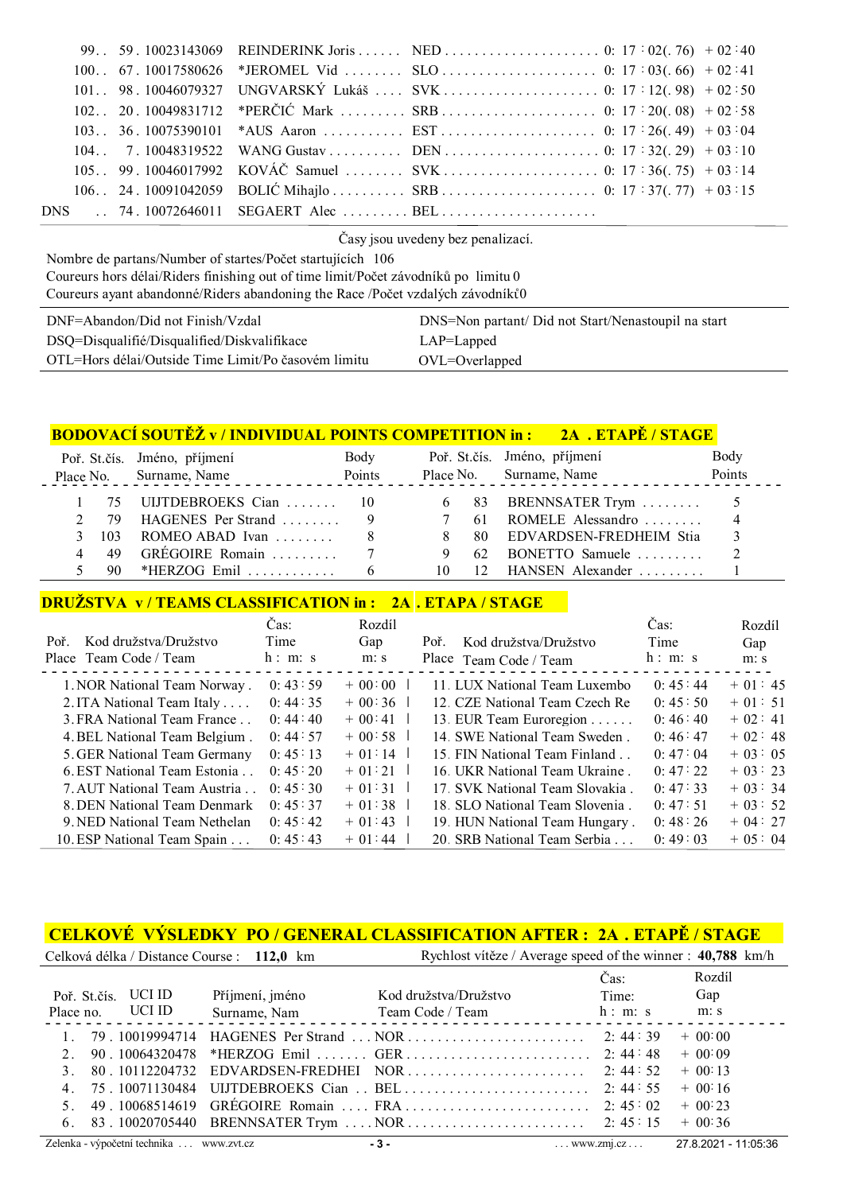| | | | | | | |
|---|---|---|---|---|---|---|
| 99.. | 59. 10023143069 | REINDERINK Joris | NED | 0: 17 : 02(. 76) | + 02 : 40 |
| 100.. | 67. 10017580626 | *JEROMEL Vid | SLO | 0: 17 : 03(. 66) | + 02 : 41 |
| 101.. | 98. 10046079327 | UNGVARSKÝ Lukáš | SVK | 0: 17 : 12(. 98) | + 02 : 50 |
| 102.. | 20. 10049831712 | *PERČIĆ Mark | SRB | 0: 17 : 20(. 08) | + 02 : 58 |
| 103.. | 36. 10075390101 | *AUS Aaron | EST | 0: 17 : 26(. 49) | + 03 : 04 |
| 104.. | 7. 10048319522 | WANG Gustav | DEN | 0: 17 : 32(. 29) | + 03 : 10 |
| 105.. | 99. 10046017992 | KOVÁČ Samuel | SVK | 0: 17 : 36(. 75) | + 03 : 14 |
| 106.. | 24. 10091042059 | BOLIĆ Mihajlo | SRB | 0: 17 : 37(. 77) | + 03 : 15 |
| DNS .. | 74. 10072646011 | SEGAERT Alec | BEL | | |

Časy jsou uvedeny bez penalizací.

Nombre de partans/Number of startes/Počet startujících 106
Coureurs hors délai/Riders finishing out of time limit/Počet závodníků po limitu 0
Coureurs ayant abandonné/Riders abandoning the Race /Počet vzdalých závodníků 0

| | |
|---|---|
| DNF=Abandon/Did not Finish/Vzdal | DNS=Non partant/ Did not Start/Nenastoupil na start |
| DSQ=Disqualifié/Disqualified/Diskvalifikace | LAP=Lapped |
| OTL=Hors délai/Outside Time Limit/Po časovém limitu | OVL=Overlapped |

## BODOVACÍ SOUTĚŽ v / INDIVIDUAL POINTS COMPETITION in : 2A . ETAPĚ / STAGE

| Poř. Place | St.čís. No. | Jméno, příjmení Surname, Name | Body Points |
|---|---|---|---|
| 1 | 75 | UIJTDEBROEKS Cian | 10 |
| 2 | 79 | HAGENES Per Strand | 9 |
| 3 | 103 | ROMEO ABAD Ivan | 8 |
| 4 | 49 | GRÉGOIRE Romain | 7 |
| 5 | 90 | *HERZOG Emil | 6 |
| 6 | 83 | BRENNSATER Trym | 5 |
| 7 | 61 | ROMELE Alessandro | 4 |
| 8 | 80 | EDVARDSEN-FREDHEIM Stia | 3 |
| 9 | 62 | BONETTO Samuele | 2 |
| 10 | 12 | HANSEN Alexander | 1 |

## DRUŽSTVA v / TEAMS CLASSIFICATION in : 2A . ETAPA / STAGE

| Poř. Place | Kod družstva/Družstvo Team Code / Team | Čas: Time h : m: s | Rozdíl Gap m: s |
|---|---|---|---|
| 1. | NOR National Team Norway | 0: 43 : 59 | + 00 : 00 |
| 2. | ITA National Team Italy | 0: 44 : 35 | + 00 : 36 |
| 3. | FRA National Team France | 0: 44 : 40 | + 00 : 41 |
| 4. | BEL National Team Belgium | 0: 44 : 57 | + 00 : 58 |
| 5. | GER National Team Germany | 0: 45 : 13 | + 01 : 14 |
| 6. | EST National Team Estonia | 0: 45 : 20 | + 01 : 21 |
| 7. | AUT National Team Austria | 0: 45 : 30 | + 01 : 31 |
| 8. | DEN National Team Denmark | 0: 45 : 37 | + 01 : 38 |
| 9. | NED National Team Nethelan | 0: 45 : 42 | + 01 : 43 |
| 10. | ESP National Team Spain | 0: 45 : 43 | + 01 : 44 |
| 11. | LUX National Team Luxembo | 0: 45 : 44 | + 01 : 45 |
| 12. | CZE National Team Czech Re | 0: 45 : 50 | + 01 : 51 |
| 13. | EUR Team Euroregion | 0: 46 : 40 | + 02 : 41 |
| 14. | SWE National Team Sweden | 0: 46 : 47 | + 02 : 48 |
| 15. | FIN National Team Finland | 0: 47 : 04 | + 03 : 05 |
| 16. | UKR National Team Ukraine | 0: 47 : 22 | + 03 : 23 |
| 17. | SVK National Team Slovakia | 0: 47 : 33 | + 03 : 34 |
| 18. | SLO National Team Slovenia | 0: 47 : 51 | + 03 : 52 |
| 19. | HUN National Team Hungary | 0: 48 : 26 | + 04 : 27 |
| 20. | SRB National Team Serbia | 0: 49 : 03 | + 05 : 04 |

## CELKOVÉ VÝSLEDKY PO / GENERAL CLASSIFICATION AFTER : 2A . ETAPĚ / STAGE

Celková délka / Distance Course : **112,0** km
Rychlost vítěze / Average speed of the winner : **40,788** km/h

| Poř. Place | St.čís. no. | UCI ID UCI ID | Příjmení, jméno Surname, Nam | Kod družstva/Družstvo Team Code / Team | Čas: Time: h : m: s | Rozdíl Gap m: s |
|---|---|---|---|---|---|---|
| 1. | 79 | 10019994714 | HAGENES Per Strand | NOR | 2: 44 : 39 | + 00: 00 |
| 2. | 90 | 10064320478 | *HERZOG Emil | GER | 2: 44 : 48 | + 00: 09 |
| 3. | 80 | 10112204732 | EDVARDSEN-FREDHEI | NOR | 2: 44 : 52 | + 00: 13 |
| 4. | 75 | 10071130484 | UIJTDEBROEKS Cian | BEL | 2: 44 : 55 | + 00: 16 |
| 5. | 49 | 10068514619 | GRÉGOIRE Romain | FRA | 2: 45 : 02 | + 00: 23 |
| 6. | 83 | 10020705440 | BRENNSATER Trym | NOR | 2: 45 : 15 | + 00: 36 |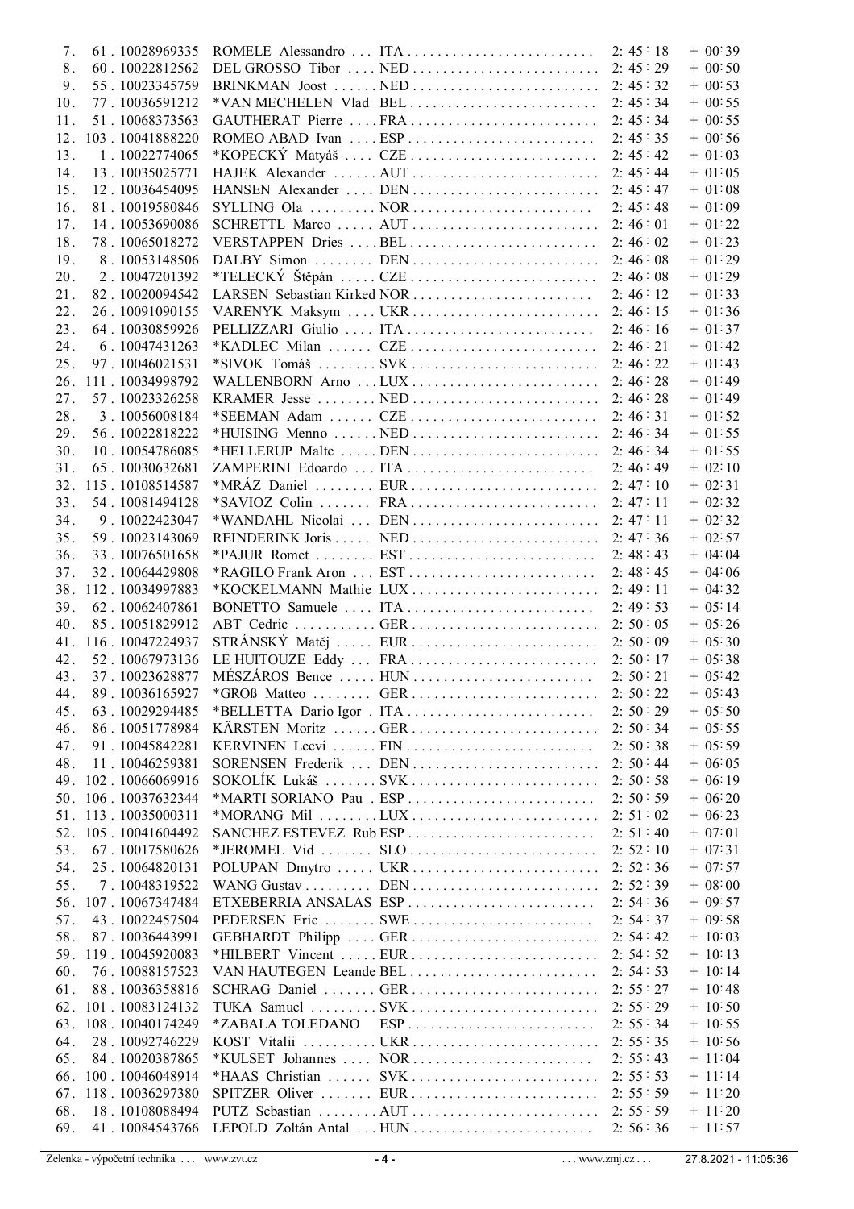| | | | | | |
|---|---|---|---|---|---|
| 7. | 61 . 10028969335 | ROMELE Alessandro | ITA | 2: 45 : 18 | + 00: 39 |
| 8. | 60 . 10022812562 | DEL GROSSO Tibor | NED | 2: 45 : 29 | + 00: 50 |
| 9. | 55 . 10023345759 | BRINKMAN Joost | NED | 2: 45 : 32 | + 00: 53 |
| 10. | 77 . 10036591212 | *VAN MECHELEN Vlad | BEL | 2: 45 : 34 | + 00: 55 |
| 11. | 51 . 10068373563 | GAUTHERAT Pierre | FRA | 2: 45 : 34 | + 00: 55 |
| 12. | 103 . 10041888220 | ROMEO ABAD Ivan | ESP | 2: 45 : 35 | + 00: 56 |
| 13. | 1 . 10022774065 | *KOPECKÝ Matyáš | CZE | 2: 45 : 42 | + 01: 03 |
| 14. | 13 . 10035025771 | HAJEK Alexander | AUT | 2: 45 : 44 | + 01: 05 |
| 15. | 12 . 10036454095 | HANSEN Alexander | DEN | 2: 45 : 47 | + 01: 08 |
| 16. | 81 . 10019580846 | SYLLING Ola | NOR | 2: 45 : 48 | + 01: 09 |
| 17. | 14 . 10053690086 | SCHRETTL Marco | AUT | 2: 46 : 01 | + 01: 22 |
| 18. | 78 . 10065018272 | VERSTAPPEN Dries | BEL | 2: 46 : 02 | + 01: 23 |
| 19. | 8 . 10053148506 | DALBY Simon | DEN | 2: 46 : 08 | + 01: 29 |
| 20. | 2 . 10047201392 | *TELECKÝ Štěpán | CZE | 2: 46 : 08 | + 01: 29 |
| 21. | 82 . 10020094542 | LARSEN Sebastian Kirked | NOR | 2: 46 : 12 | + 01: 33 |
| 22. | 26 . 10091090155 | VARENYK Maksym | UKR | 2: 46 : 15 | + 01: 36 |
| 23. | 64 . 10030859926 | PELLIZZARI Giulio | ITA | 2: 46 : 16 | + 01: 37 |
| 24. | 6 . 10047431263 | *KADLEC Milan | CZE | 2: 46 : 21 | + 01: 42 |
| 25. | 97 . 10046021531 | *SIVOK Tomáš | SVK | 2: 46 : 22 | + 01: 43 |
| 26. | 111 . 10034998792 | WALLENBORN Arno | LUX | 2: 46 : 28 | + 01: 49 |
| 27. | 57 . 10023326258 | KRAMER Jesse | NED | 2: 46 : 28 | + 01: 49 |
| 28. | 3 . 10056008184 | *SEEMAN Adam | CZE | 2: 46 : 31 | + 01: 52 |
| 29. | 56 . 10022818222 | *HUISING Menno | NED | 2: 46 : 34 | + 01: 55 |
| 30. | 10 . 10054786085 | *HELLERUP Malte | DEN | 2: 46 : 34 | + 01: 55 |
| 31. | 65 . 10030632681 | ZAMPERINI Edoardo | ITA | 2: 46 : 49 | + 02: 10 |
| 32. | 115 . 10108514587 | *MRÁZ Daniel | EUR | 2: 47 : 10 | + 02: 31 |
| 33. | 54 . 10081494128 | *SAVIOZ Colin | FRA | 2: 47 : 11 | + 02: 32 |
| 34. | 9 . 10022423047 | *WANDAHL Nicolai | DEN | 2: 47 : 11 | + 02: 32 |
| 35. | 59 . 10023143069 | REINDERINK Joris | NED | 2: 47 : 36 | + 02: 57 |
| 36. | 33 . 10076501658 | *PAJUR Romet | EST | 2: 48 : 43 | + 04: 04 |
| 37. | 32 . 10064429808 | *RAGILO Frank Aron | EST | 2: 48 : 45 | + 04: 06 |
| 38. | 112 . 10034997883 | *KOCKELMANN Mathie | LUX | 2: 49 : 11 | + 04: 32 |
| 39. | 62 . 10062407861 | BONETTO Samuele | ITA | 2: 49 : 53 | + 05: 14 |
| 40. | 85 . 10051829912 | ABT Cedric | GER | 2: 50 : 05 | + 05: 26 |
| 41. | 116 . 10047224937 | STRÁNSKÝ Matěj | EUR | 2: 50 : 09 | + 05: 30 |
| 42. | 52 . 10067973136 | LE HUITOUZE Eddy | FRA | 2: 50 : 17 | + 05: 38 |
| 43. | 37 . 10023628877 | MÉSZÁROS Bence | HUN | 2: 50 : 21 | + 05: 42 |
| 44. | 89 . 10036165927 | *GROß Matteo | GER | 2: 50 : 22 | + 05: 43 |
| 45. | 63 . 10029294485 | *BELLETTA Dario Igor | ITA | 2: 50 : 29 | + 05: 50 |
| 46. | 86 . 10051778984 | KÄRSTEN Moritz | GER | 2: 50 : 34 | + 05: 55 |
| 47. | 91 . 10045842281 | KERVINEN Leevi | FIN | 2: 50 : 38 | + 05: 59 |
| 48. | 11 . 10046259381 | SORENSEN Frederik | DEN | 2: 50 : 44 | + 06: 05 |
| 49. | 102 . 10066069916 | SOKOLÍK Lukáš | SVK | 2: 50 : 58 | + 06: 19 |
| 50. | 106 . 10037632344 | *MARTI SORIANO Pau | ESP | 2: 50 : 59 | + 06: 20 |
| 51. | 113 . 10035000311 | *MORANG Mil | LUX | 2: 51 : 02 | + 06: 23 |
| 52. | 105 . 10041604492 | SANCHEZ ESTEVEZ Rub | ESP | 2: 51 : 40 | + 07: 01 |
| 53. | 67 . 10017580626 | *JEROMEL Vid | SLO | 2: 52 : 10 | + 07: 31 |
| 54. | 25 . 10064820131 | POLUPAN Dmytro | UKR | 2: 52 : 36 | + 07: 57 |
| 55. | 7 . 10048319522 | WANG Gustav | DEN | 2: 52 : 39 | + 08: 00 |
| 56. | 107 . 10067347484 | ETXEBERRIA ANSALAS | ESP | 2: 54 : 36 | + 09: 57 |
| 57. | 43 . 10022457504 | PEDERSEN Eric | SWE | 2: 54 : 37 | + 09: 58 |
| 58. | 87 . 10036443991 | GEBHARDT Philipp | GER | 2: 54 : 42 | + 10: 03 |
| 59. | 119 . 10045920083 | *HILBERT Vincent | EUR | 2: 54 : 52 | + 10: 13 |
| 60. | 76 . 10088157523 | VAN HAUTEGEN Leande | BEL | 2: 54 : 53 | + 10: 14 |
| 61. | 88 . 10036358816 | SCHRAG Daniel | GER | 2: 55 : 27 | + 10: 48 |
| 62. | 101 . 10083124132 | TUKA Samuel | SVK | 2: 55 : 29 | + 10: 50 |
| 63. | 108 . 10040174249 | *ZABALA TOLEDANO | ESP | 2: 55 : 34 | + 10: 55 |
| 64. | 28 . 10092746229 | KOST Vitalii | UKR | 2: 55 : 35 | + 10: 56 |
| 65. | 84 . 10020387865 | *KULSET Johannes | NOR | 2: 55 : 43 | + 11: 04 |
| 66. | 100 . 10046048914 | *HAAS Christian | SVK | 2: 55 : 53 | + 11: 14 |
| 67. | 118 . 10036297380 | SPITZER Oliver | EUR | 2: 55 : 59 | + 11: 20 |
| 68. | 18 . 10108088494 | PUTZ Sebastian | AUT | 2: 55 : 59 | + 11: 20 |
| 69. | 41 . 10084543766 | LEPOLD Zoltán Antal | HUN | 2: 56 : 36 | + 11: 57 |

Zelenka - výpočetní technika . . . www.zvt.cz . . . www.zmj.cz . . . 27.8.2021 - 11:05:36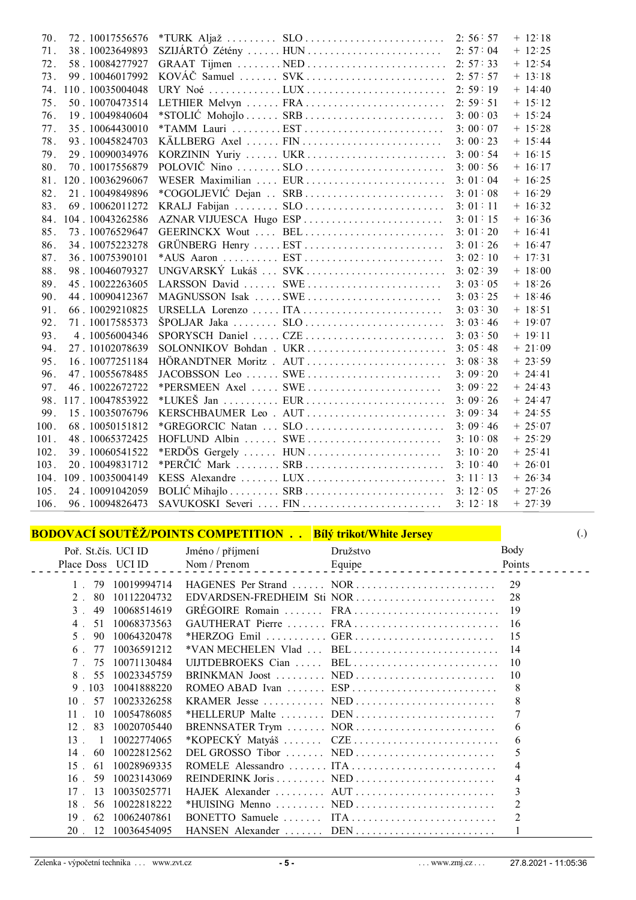| | | | | | |
|---|---|---|---|---|---|
| 70. | 72 . 10017556576 | *TURK Aljaž | SLO | 2: 56 : 57 | + 12:18 |
| 71. | 38 . 10023649893 | SZIJÁRTÓ Zétény | HUN | 2: 57 : 04 | + 12:25 |
| 72. | 58 . 10084277927 | GRAAT Tijmen | NED | 2: 57 : 33 | + 12:54 |
| 73. | 99 . 10046017992 | KOVÁČ Samuel | SVK | 2: 57 : 57 | + 13:18 |
| 74. | 110 . 10035004048 | URY Noé | LUX | 2: 59 : 19 | + 14:40 |
| 75. | 50 . 10070473514 | LETHIER Melvyn | FRA | 2: 59 : 51 | + 15:12 |
| 76. | 19 . 10049840604 | *STOLIĆ Mohojlo | SRB | 3: 00 : 03 | + 15:24 |
| 77. | 35 . 10064430010 | *TAMM Lauri | EST | 3: 00 : 07 | + 15:28 |
| 78. | 93 . 10045824703 | KÄLLBERG Axel | FIN | 3: 00 : 23 | + 15:44 |
| 79. | 29 . 10090034976 | KORZININ Yuriy | UKR | 3: 00 : 54 | + 16:15 |
| 80. | 70 . 10017556879 | POLOVIČ Nino | SLO | 3: 00 : 56 | + 16:17 |
| 81. | 120 . 10036296067 | WESER Maximilian | EUR | 3: 01 : 04 | + 16:25 |
| 82. | 21 . 10049849896 | *COGOLJEVIĆ Dejan | SRB | 3: 01 : 08 | + 16:29 |
| 83. | 69 . 10062011272 | KRALJ Fabijan | SLO | 3: 01 : 11 | + 16:32 |
| 84. | 104 . 10043262586 | AZNAR VIJUESCA Hugo | ESP | 3: 01 : 15 | + 16:36 |
| 85. | 73 . 10076529647 | GEERINCKX Wout | BEL | 3: 01 : 20 | + 16:41 |
| 86. | 34 . 10075223278 | GRÜNBERG Henry | EST | 3: 01 : 26 | + 16:47 |
| 87. | 36 . 10075390101 | *AUS Aaron | EST | 3: 02 : 10 | + 17:31 |
| 88. | 98 . 10046079327 | UNGVARSKÝ Lukáš | SVK | 3: 02 : 39 | + 18:00 |
| 89. | 45 . 10022263605 | LARSSON David | SWE | 3: 03 : 05 | + 18:26 |
| 90. | 44 . 10090412367 | MAGNUSSON Isak | SWE | 3: 03 : 25 | + 18:46 |
| 91. | 66 . 10029210825 | URSELLA Lorenzo | ITA | 3: 03 : 30 | + 18:51 |
| 92. | 71 . 10017585373 | ŠPOLJAR Jaka | SLO | 3: 03 : 46 | + 19:07 |
| 93. | 4 . 10056004346 | SPORYSCH Daniel | CZE | 3: 03 : 50 | + 19:11 |
| 94. | 27 . 10102078639 | SOLONNIKOV Bohdan | UKR | 3: 05 : 48 | + 21:09 |
| 95. | 16 . 10077251184 | HÖRANDTNER Moritz | AUT | 3: 08 : 38 | + 23:59 |
| 96. | 47 . 10055678485 | JACOBSSON Leo | SWE | 3: 09 : 20 | + 24:41 |
| 97. | 46 . 10022672722 | *PERSMEEN Axel | SWE | 3: 09 : 22 | + 24:43 |
| 98. | 117 . 10047853922 | *LUKEŠ Jan | EUR | 3: 09 : 26 | + 24:47 |
| 99. | 15 . 10035076796 | KERSCHBAUMER Leo | AUT | 3: 09 : 34 | + 24:55 |
| 100. | 68 . 10050151812 | *GREGORCIC Natan | SLO | 3: 09 : 46 | + 25:07 |
| 101. | 48 . 10065372425 | HOFLUND Albin | SWE | 3: 10 : 08 | + 25:29 |
| 102. | 39 . 10060541522 | *ERDÖS Gergely | HUN | 3: 10 : 20 | + 25:41 |
| 103. | 20 . 10049831712 | *PERČIĆ Mark | SRB | 3: 10 : 40 | + 26:01 |
| 104. | 109 . 10035004149 | KESS Alexandre | LUX | 3: 11 : 13 | + 26:34 |
| 105. | 24 . 10091042059 | BOLIĆ Mihajlo | SRB | 3: 12 : 05 | + 27:26 |
| 106. | 96 . 10094826473 | SAVUKOSKI Severi | FIN | 3: 12 : 18 | + 27:39 |

## BODOVACÍ SOUTĚŽ/POINTS COMPETITION . . Bílý trikot/White Jersey

(.)

| Poř. Place | St.čís. Doss | UCI ID | Jméno / příjmení Nom / Prenom | Družstvo Equipe | Body Points |
|---|---|---|---|---|---|
| 1. | 79 | 10019994714 | HAGENES Per Strand | NOR | 29 |
| 2. | 80 | 10112204732 | EDVARDSEN-FREDHEIM Sti | NOR | 28 |
| 3. | 49 | 10068514619 | GRÉGOIRE Romain | FRA | 19 |
| 4. | 51 | 10068373563 | GAUTHERAT Pierre | FRA | 16 |
| 5. | 90 | 10064320478 | *HERZOG Emil | GER | 15 |
| 6. | 77 | 10036591212 | *VAN MECHELEN Vlad | BEL | 14 |
| 7. | 75 | 10071130484 | UIJTDEBROEKS Cian | BEL | 10 |
| 8. | 55 | 10023345759 | BRINKMAN Joost | NED | 10 |
| 9. | 103 | 10041888220 | ROMEO ABAD Ivan | ESP | 8 |
| 10. | 57 | 10023326258 | KRAMER Jesse | NED | 8 |
| 11. | 10 | 10054786085 | *HELLERUP Malte | DEN | 7 |
| 12. | 83 | 10020705440 | BRENNSATER Trym | NOR | 6 |
| 13. | 1 | 10022774065 | *KOPECKÝ Matyáš | CZE | 6 |
| 14. | 60 | 10022812562 | DEL GROSSO Tibor | NED | 5 |
| 15. | 61 | 10028969335 | ROMELE Alessandro | ITA | 4 |
| 16. | 59 | 10023143069 | REINDERINK Joris | NED | 4 |
| 17. | 13 | 10035025771 | HAJEK Alexander | AUT | 3 |
| 18. | 56 | 10022818222 | *HUISING Menno | NED | 2 |
| 19. | 62 | 10062407861 | BONETTO Samuele | ITA | 2 |
| 20. | 12 | 10036454095 | HANSEN Alexander | DEN | 1 |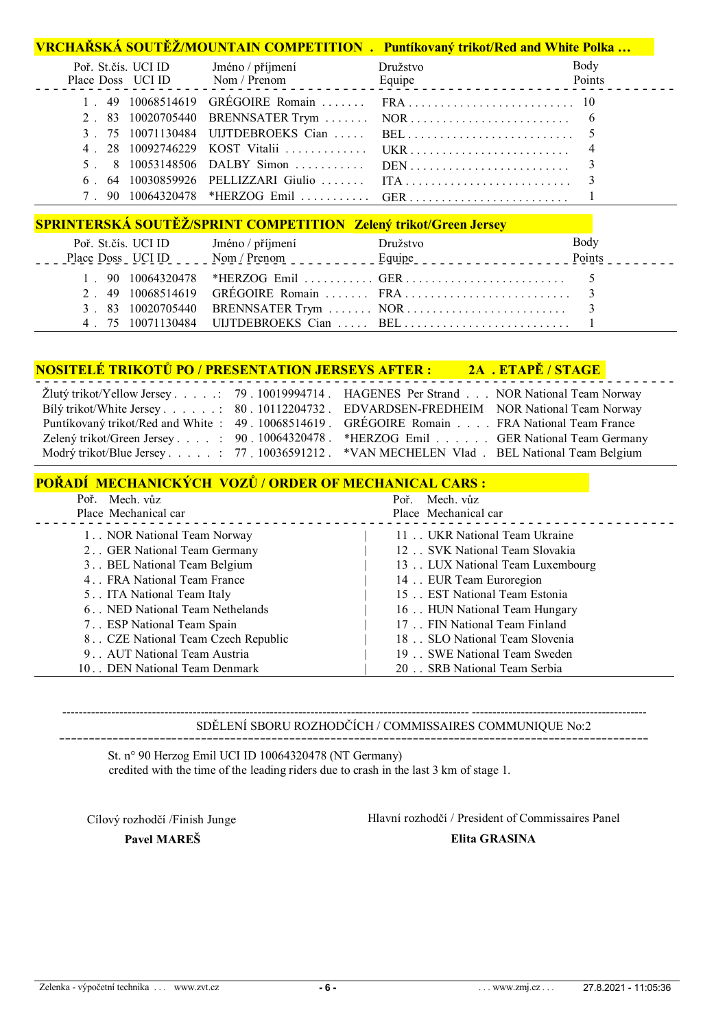## VRCHAŘSKÁ SOUTĚŽ/MOUNTAIN COMPETITION . Puntíkovaný trikot/Red and White Polka …

| Poř. Place | St.čís. Doss | UCI ID UCI ID | Jméno / příjmení Nom / Prenom | Družstvo Equipe | Body Points |
|---|---|---|---|---|---|
| 1 . | 49 | 10068514619 | GRÉGOIRE Romain | FRA | 10 |
| 2 . | 83 | 10020705440 | BRENNSATER Trym | NOR | 6 |
| 3 . | 75 | 10071130484 | UIJTDEBROEKS Cian | BEL | 5 |
| 4 . | 28 | 10092746229 | KOST Vitalii | UKR | 4 |
| 5 . | 8 | 10053148506 | DALBY Simon | DEN | 3 |
| 6 . | 64 | 10030859926 | PELLIZZARI Giulio | ITA | 3 |
| 7 . | 90 | 10064320478 | *HERZOG Emil | GER | 1 |

## SPRINTERSKÁ SOUTĚŽ/SPRINT COMPETITION Zelený trikot/Green Jersey

| Poř. Place | St.čís. Doss | UCI ID UCI ID | Jméno / příjmení Nom / Prenom | Družstvo Equipe | Body Points |
|---|---|---|---|---|---|
| 1 . | 90 | 10064320478 | *HERZOG Emil | GER | 5 |
| 2 . | 49 | 10068514619 | GRÉGOIRE Romain | FRA | 3 |
| 3 . | 83 | 10020705440 | BRENNSATER Trym | NOR | 3 |
| 4 . | 75 | 10071130484 | UIJTDEBROEKS Cian | BEL | 1 |

## NOSITELÉ TRIKOTŮ PO / PRESENTATION JERSEYS AFTER : 2A . ETAPĚ / STAGE

| | | | | |
|---|---|---|---|---|
| Žlutý trikot/Yellow Jersey | 79 | 10019994714 | HAGENES Per Strand | NOR National Team Norway |
| Bílý trikot/White Jersey | 80 | 10112204732 | EDVARDSEN-FREDHEIM | NOR National Team Norway |
| Puntíkovaný trikot/Red and White | 49 | 10068514619 | GRÉGOIRE Romain | FRA National Team France |
| Zelený trikot/Green Jersey | 90 | 10064320478 | *HERZOG Emil | GER National Team Germany |
| Modrý trikot/Blue Jersey | 77 | 10036591212 | *VAN MECHELEN Vlad | BEL National Team Belgium |

## POŘADÍ MECHANICKÝCH VOZŮ / ORDER OF MECHANICAL CARS :

| Poř. Place | Mech. vůz Mechanical car | Poř. Place | Mech. vůz Mechanical car |
|---|---|---|---|
| 1 | NOR National Team Norway | 11 | UKR National Team Ukraine |
| 2 | GER National Team Germany | 12 | SVK National Team Slovakia |
| 3 | BEL National Team Belgium | 13 | LUX National Team Luxembourg |
| 4 | FRA National Team France | 14 | EUR Team Euroregion |
| 5 | ITA National Team Italy | 15 | EST National Team Estonia |
| 6 | NED National Team Nethelands | 16 | HUN National Team Hungary |
| 7 | ESP National Team Spain | 17 | FIN National Team Finland |
| 8 | CZE National Team Czech Republic | 18 | SLO National Team Slovenia |
| 9 | AUT National Team Austria | 19 | SWE National Team Sweden |
| 10 | DEN National Team Denmark | 20 | SRB National Team Serbia |

### SDĚLENÍ SBORU ROZHODČÍCH / COMMISSAIRES COMMUNIQUE No:2

St. n° 90 Herzog Emil UCI ID 10064320478 (NT Germany)
credited with the time of the leading riders due to crash in the last 3 km of stage 1.

Cílový rozhodčí /Finish Junge
**Pavel MAREŠ**

Hlavní rozhodčí / President of Commissaires Panel
**Elita GRASINA**